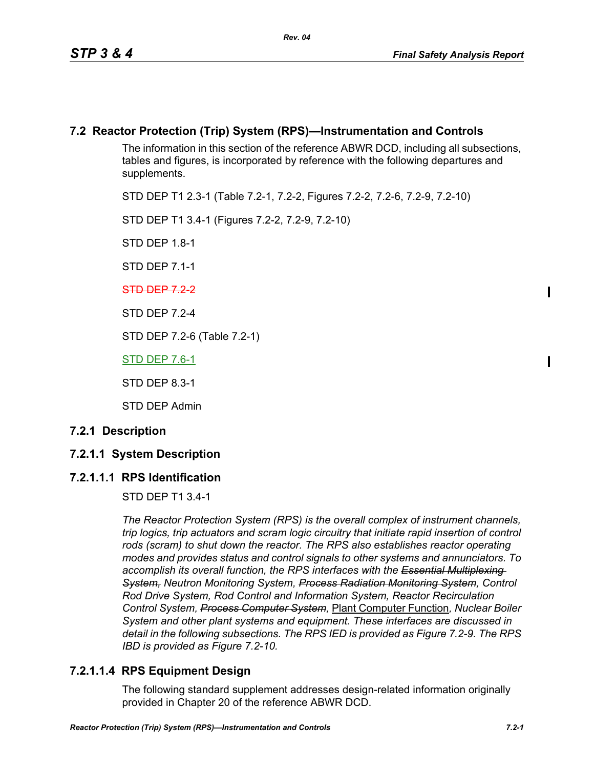## 7.2 Reactor Protection (Trip) System (RPS)—Instrumentation and Controls

The information in this section of the reference ABWR DCD, including all subsections, tables and figures, is incorporated by reference with the following departures and supplements.

STD DEP T1 2.3-1 (Table 7.2-1, 7.2-2, Figures 7.2-2, 7.2-6, 7.2-9, 7.2-10)

STD DEP T1 3.4-1 (Figures 7.2-2, 7.2-9, 7.2-10)

STD DEP 1.8-1

STD DEP 7.1-1

~~STD DEP 7.2-2~~

STD DEP 7.2-4

STD DEP 7.2-6 (Table 7.2-1)

STD DEP 7.6-1

STD DEP 8.3-1

STD DEP Admin

### 7.2.1 Description

### 7.2.1.1 System Description

#### 7.2.1.1.1 RPS Identification

STD DEP T1 3.4-1

*The Reactor Protection System (RPS) is the overall complex of instrument channels, trip logics, trip actuators and scram logic circuitry that initiate rapid insertion of control rods (scram) to shut down the reactor. The RPS also establishes reactor operating modes and provides status and control signals to other systems and annunciators. To accomplish its overall function, the RPS interfaces with the ~~Essential Multiplexing System,~~ Neutron Monitoring System, ~~Process Radiation Monitoring System~~, Control Rod Drive System, Rod Control and Information System, Reactor Recirculation Control System, ~~Process Computer System~~,* Plant Computer Function*, Nuclear Boiler System and other plant systems and equipment. These interfaces are discussed in detail in the following subsections. The RPS IED is provided as Figure 7.2-9. The RPS IBD is provided as Figure 7.2-10.*

#### 7.2.1.1.4 RPS Equipment Design

The following standard supplement addresses design-related information originally provided in Chapter 20 of the reference ABWR DCD.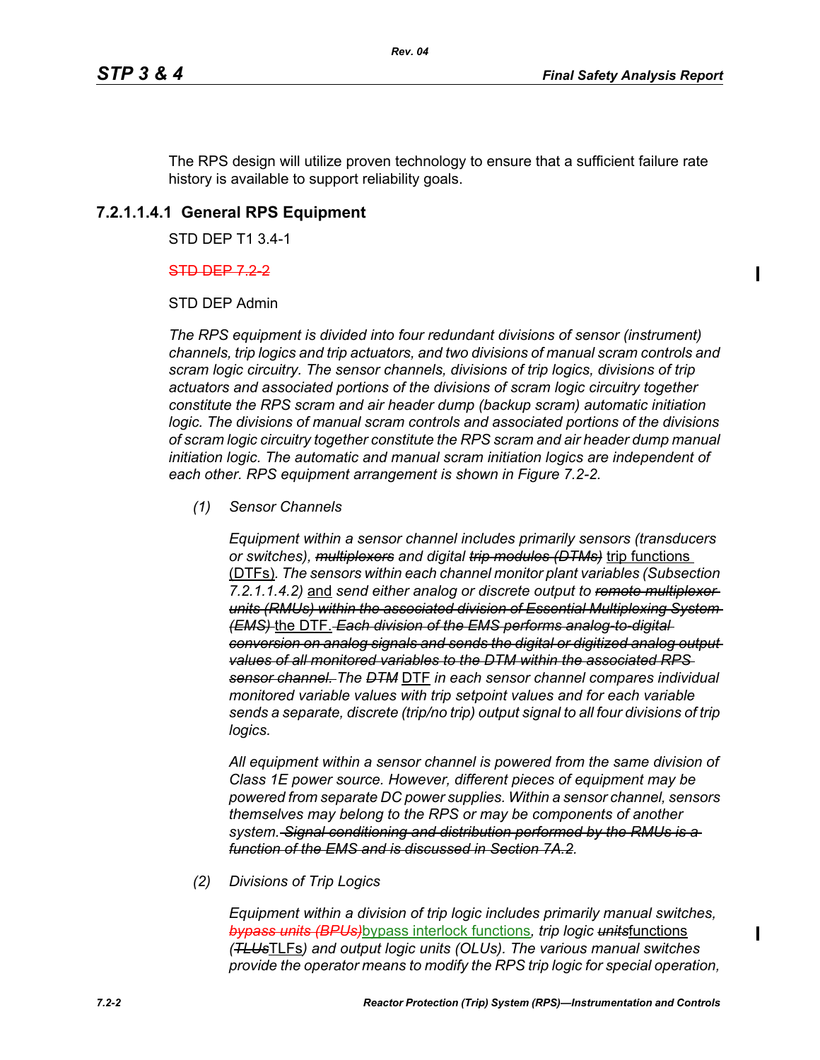The RPS design will utilize proven technology to ensure that a sufficient failure rate history is available to support reliability goals.

### 7.2.1.1.4.1 General RPS Equipment

STD DEP T1 3.4-1

~~STD DEP 7.2-2~~

STD DEP Admin

*The RPS equipment is divided into four redundant divisions of sensor (instrument) channels, trip logics and trip actuators, and two divisions of manual scram controls and scram logic circuitry. The sensor channels, divisions of trip logics, divisions of trip actuators and associated portions of the divisions of scram logic circuitry together constitute the RPS scram and air header dump (backup scram) automatic initiation logic. The divisions of manual scram controls and associated portions of the divisions of scram logic circuitry together constitute the RPS scram and air header dump manual initiation logic. The automatic and manual scram initiation logics are independent of each other. RPS equipment arrangement is shown in Figure 7.2-2.*

*(1) Sensor Channels*

*Equipment within a sensor channel includes primarily sensors (transducers or switches), ~~multiplexors~~ and digital ~~trip modules (DTMs)~~* trip functions (DTFs)*. The sensors within each channel monitor plant variables (Subsection 7.2.1.1.4.2)* and *send either analog or discrete output to ~~remote multiplexor units (RMUs) within the associated division of Essential Multiplexing System (EMS)~~* the DTF. *~~Each division of the EMS performs analog-to-digital conversion on analog signals and sends the digital or digitized analog output values of all monitored variables to the DTM within the associated RPS sensor channel.~~ The ~~DTM~~* DTF *in each sensor channel compares individual monitored variable values with trip setpoint values and for each variable sends a separate, discrete (trip/no trip) output signal to all four divisions of trip logics.*

*All equipment within a sensor channel is powered from the same division of Class 1E power source. However, different pieces of equipment may be powered from separate DC power supplies. Within a sensor channel, sensors themselves may belong to the RPS or may be components of another system. ~~Signal conditioning and distribution performed by the RMUs is a function of the EMS and is discussed in Section 7A.2.~~*

*(2) Divisions of Trip Logics*

*Equipment within a division of trip logic includes primarily manual switches, ~~bypass units (BPUs)~~* bypass interlock functions*, trip logic ~~units~~* functions *(~~TLUs~~* TLFs*) and output logic units (OLUs). The various manual switches provide the operator means to modify the RPS trip logic for special operation,*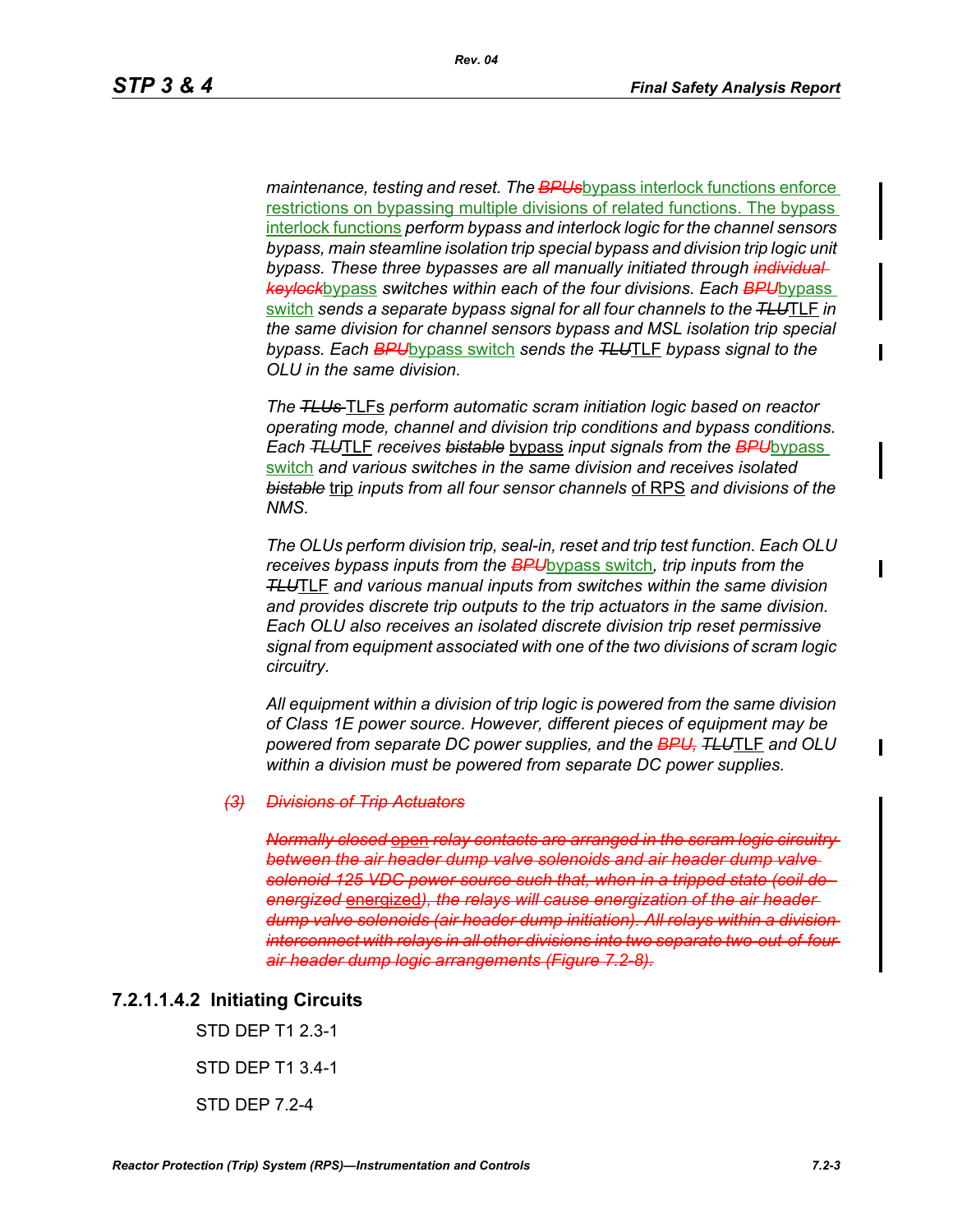*maintenance, testing and reset. The ~~BPUs~~bypass interlock functions enforce restrictions on bypassing multiple divisions of related functions. The bypass interlock functions perform bypass and interlock logic for the channel sensors bypass, main steamline isolation trip special bypass and division trip logic unit bypass. These three bypasses are all manually initiated through ~~individual keylock~~bypass switches within each of the four divisions. Each ~~BPU~~bypass switch sends a separate bypass signal for all four channels to the ~~TLU~~TLF in the same division for channel sensors bypass and MSL isolation trip special bypass. Each ~~BPU~~bypass switch sends the ~~TLU~~TLF bypass signal to the OLU in the same division.*

*The ~~TLUs~~ TLFs perform automatic scram initiation logic based on reactor operating mode, channel and division trip conditions and bypass conditions. Each ~~TLU~~TLF receives ~~bistable~~ bypass input signals from the ~~BPU~~bypass switch and various switches in the same division and receives isolated ~~bistable~~ trip inputs from all four sensor channels of RPS and divisions of the NMS.*

*The OLUs perform division trip, seal-in, reset and trip test function. Each OLU receives bypass inputs from the ~~BPU~~bypass switch, trip inputs from the ~~TLU~~TLF and various manual inputs from switches within the same division and provides discrete trip outputs to the trip actuators in the same division. Each OLU also receives an isolated discrete division trip reset permissive signal from equipment associated with one of the two divisions of scram logic circuitry.*

*All equipment within a division of trip logic is powered from the same division of Class 1E power source. However, different pieces of equipment may be powered from separate DC power supplies, and the ~~BPU,~~ ~~TLU~~TLF and OLU within a division must be powered from separate DC power supplies.*

~~*(3) Divisions of Trip Actuators*~~

~~*Normally closed open relay contacts are arranged in the scram logic circuitry between the air header dump valve solenoids and air header dump valve solenoid 125 VDC power source such that, when in a tripped state (coil de-energized energized), the relays will cause energization of the air header dump valve solenoids (air header dump initiation). All relays within a division interconnect with relays in all other divisions into two separate two-out-of-four air header dump logic arrangements (Figure 7.2-8).*~~

### 7.2.1.1.4.2 Initiating Circuits

STD DEP T1 2.3-1

STD DEP T1 3.4-1

STD DEP 7.2-4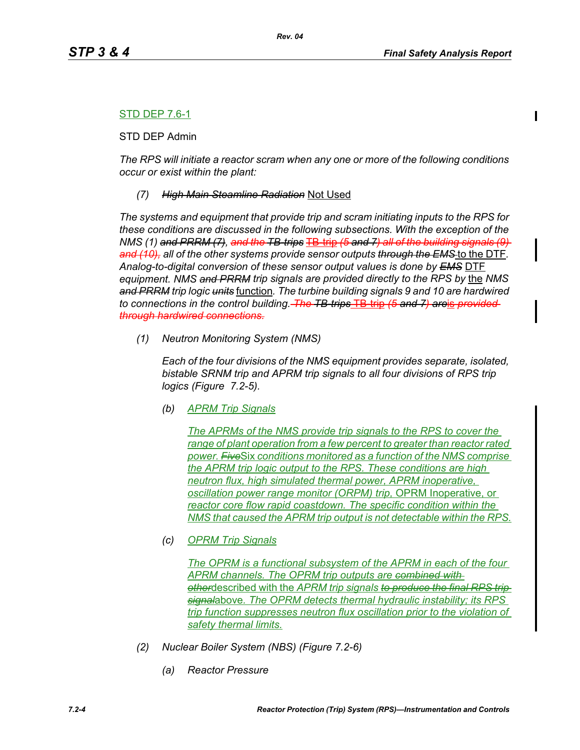STD DEP 7.6-1

STD DEP Admin

*The RPS will initiate a reactor scram when any one or more of the following conditions occur or exist within the plant:*

*(7)* ~~*High Main Steamline Radiation*~~ Not Used

*The systems and equipment that provide trip and scram initiating inputs to the RPS for these conditions are discussed in the following subsections. With the exception of the NMS (1)* ~~*and PRRM (7)*~~*,* ~~*and the TB trips*~~ TB trip *(5* ~~*and 7*~~*)* ~~*all of the building signals (9) and (10),*~~ *all of the other systems provide sensor outputs* ~~*through the EMS*~~ to the DTF*. Analog-to-digital conversion of these sensor output values is done by* ~~*EMS*~~ DTF *equipment. NMS* ~~*and PRRM*~~ *trip signals are provided directly to the RPS by* the *NMS* ~~*and PRRM*~~ *trip logic* ~~*units*~~ function*. The turbine building signals 9 and 10 are hardwired to connections in the control building.* ~~*The TB trips*~~ TB trip *(5* ~~*and 7*~~*)* ~~*are*~~is ~~*provided through hardwired connections.*~~

*(1) Neutron Monitoring System (NMS)*

*Each of the four divisions of the NMS equipment provides separate, isolated, bistable SRNM trip and APRM trip signals to all four divisions of RPS trip logics (Figure 7.2-5).*

*(b) APRM Trip Signals*

*The APRMs of the NMS provide trip signals to the RPS to cover the range of plant operation from a few percent to greater than reactor rated power.* ~~*Five*~~Six *conditions monitored as a function of the NMS comprise the APRM trip logic output to the RPS. These conditions are high neutron flux, high simulated thermal power, APRM inoperative, oscillation power range monitor (ORPM) trip,* OPRM Inoperative, or *reactor core flow rapid coastdown. The specific condition within the NMS that caused the APRM trip output is not detectable within the RPS.*

*(c) OPRM Trip Signals*

*The OPRM is a functional subsystem of the APRM in each of the four APRM channels. The OPRM trip outputs are* ~~*combined with other*~~described with the *APRM trip signals* ~~*to produce the final RPS trip signal*~~above*. The OPRM detects thermal hydraulic instability; its RPS trip function suppresses neutron flux oscillation prior to the violation of safety thermal limits.*

*(2) Nuclear Boiler System (NBS) (Figure 7.2-6)*

*(a) Reactor Pressure*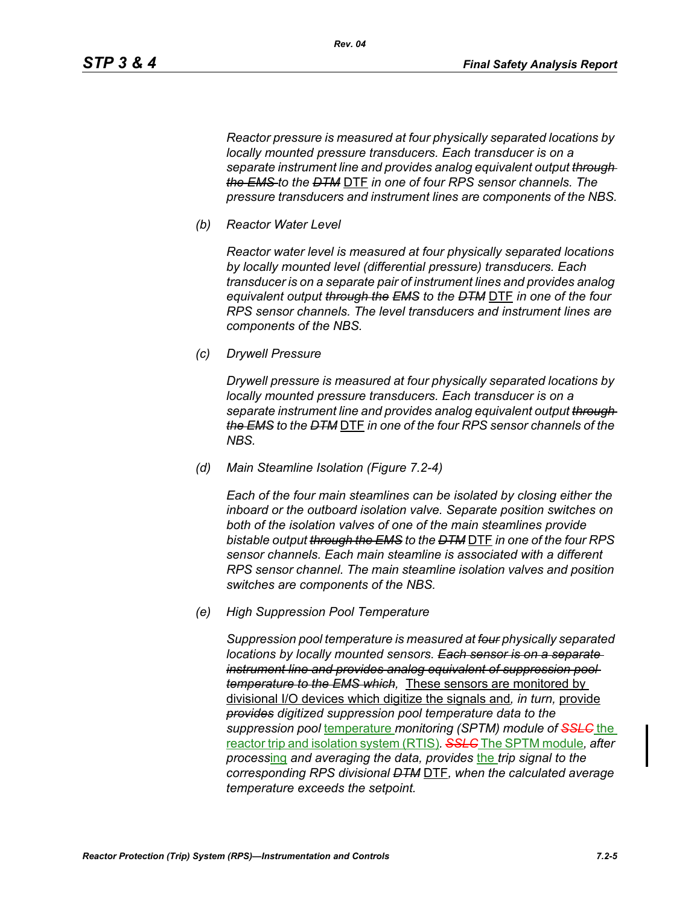Reactor pressure is measured at four physically separated locations by locally mounted pressure transducers. Each transducer is on a separate instrument line and provides analog equivalent output ~~through the EMS~~ to the ~~DTM~~ DTF in one of four RPS sensor channels. The pressure transducers and instrument lines are components of the NBS.

(b) Reactor Water Level

Reactor water level is measured at four physically separated locations by locally mounted level (differential pressure) transducers. Each transducer is on a separate pair of instrument lines and provides analog equivalent output ~~through the EMS~~ to the ~~DTM~~ DTF in one of the four RPS sensor channels. The level transducers and instrument lines are components of the NBS.

(c) Drywell Pressure

Drywell pressure is measured at four physically separated locations by locally mounted pressure transducers. Each transducer is on a separate instrument line and provides analog equivalent output ~~through the EMS~~ to the ~~DTM~~ DTF in one of the four RPS sensor channels of the NBS.

(d) Main Steamline Isolation (Figure 7.2-4)

Each of the four main steamlines can be isolated by closing either the inboard or the outboard isolation valve. Separate position switches on both of the isolation valves of one of the main steamlines provide bistable output ~~through the EMS~~ to the ~~DTM~~ DTF in one of the four RPS sensor channels. Each main steamline is associated with a different RPS sensor channel. The main steamline isolation valves and position switches are components of the NBS.

(e) High Suppression Pool Temperature

Suppression pool temperature is measured at ~~four~~ physically separated locations by locally mounted sensors. ~~Each sensor is on a separate instrument line and provides analog equivalent of suppression pool temperature to the EMS which,~~ These sensors are monitored by divisional I/O devices which digitize the signals and, in turn, provide ~~provides~~ digitized suppression pool temperature data to the suppression pool temperature monitoring (SPTM) module of ~~SSLC~~ the reactor trip and isolation system (RTIS). ~~SSLC~~ The SPTM module, after processing and averaging the data, provides the trip signal to the corresponding RPS divisional ~~DTM~~ DTF, when the calculated average temperature exceeds the setpoint.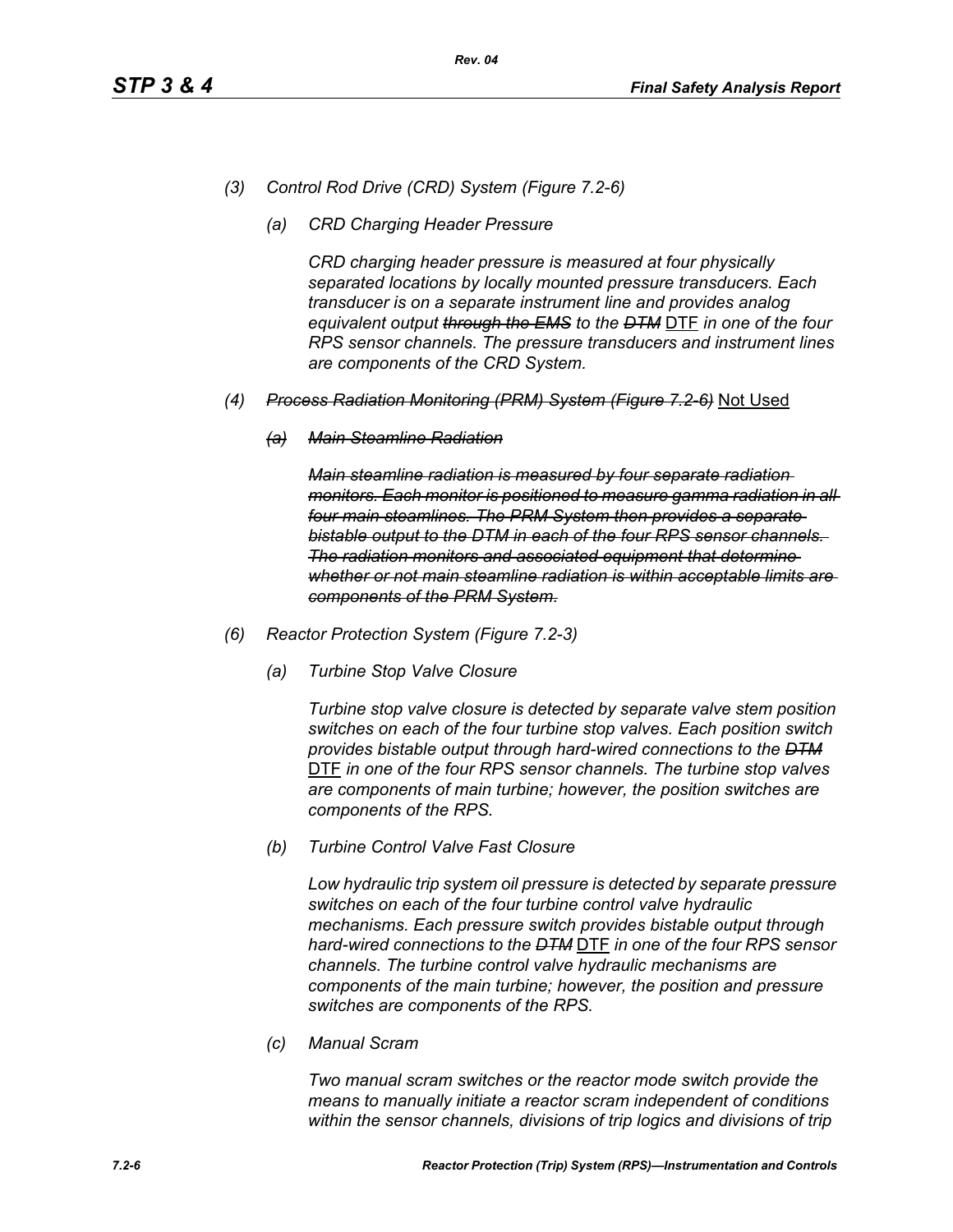*(3) Control Rod Drive (CRD) System (Figure 7.2-6)*

*(a) CRD Charging Header Pressure*

*CRD charging header pressure is measured at four physically separated locations by locally mounted pressure transducers. Each transducer is on a separate instrument line and provides analog equivalent output ~~through the EMS~~ to the ~~DTM~~* DTF *in one of the four RPS sensor channels. The pressure transducers and instrument lines are components of the CRD System.*

*(4) ~~Process Radiation Monitoring (PRM) System (Figure 7.2-6)~~* Not Used

*~~(a) Main Steamline Radiation~~*

*~~Main steamline radiation is measured by four separate radiation monitors. Each monitor is positioned to measure gamma radiation in all four main steamlines. The PRM System then provides a separate bistable output to the DTM in each of the four RPS sensor channels. The radiation monitors and associated equipment that determine whether or not main steamline radiation is within acceptable limits are components of the PRM System.~~*

*(6) Reactor Protection System (Figure 7.2-3)*

*(a) Turbine Stop Valve Closure*

*Turbine stop valve closure is detected by separate valve stem position switches on each of the four turbine stop valves. Each position switch provides bistable output through hard-wired connections to the ~~DTM~~* DTF *in one of the four RPS sensor channels. The turbine stop valves are components of main turbine; however, the position switches are components of the RPS.*

*(b) Turbine Control Valve Fast Closure*

*Low hydraulic trip system oil pressure is detected by separate pressure switches on each of the four turbine control valve hydraulic mechanisms. Each pressure switch provides bistable output through hard-wired connections to the ~~DTM~~* DTF *in one of the four RPS sensor channels. The turbine control valve hydraulic mechanisms are components of the main turbine; however, the position and pressure switches are components of the RPS.*

*(c) Manual Scram*

*Two manual scram switches or the reactor mode switch provide the means to manually initiate a reactor scram independent of conditions within the sensor channels, divisions of trip logics and divisions of trip*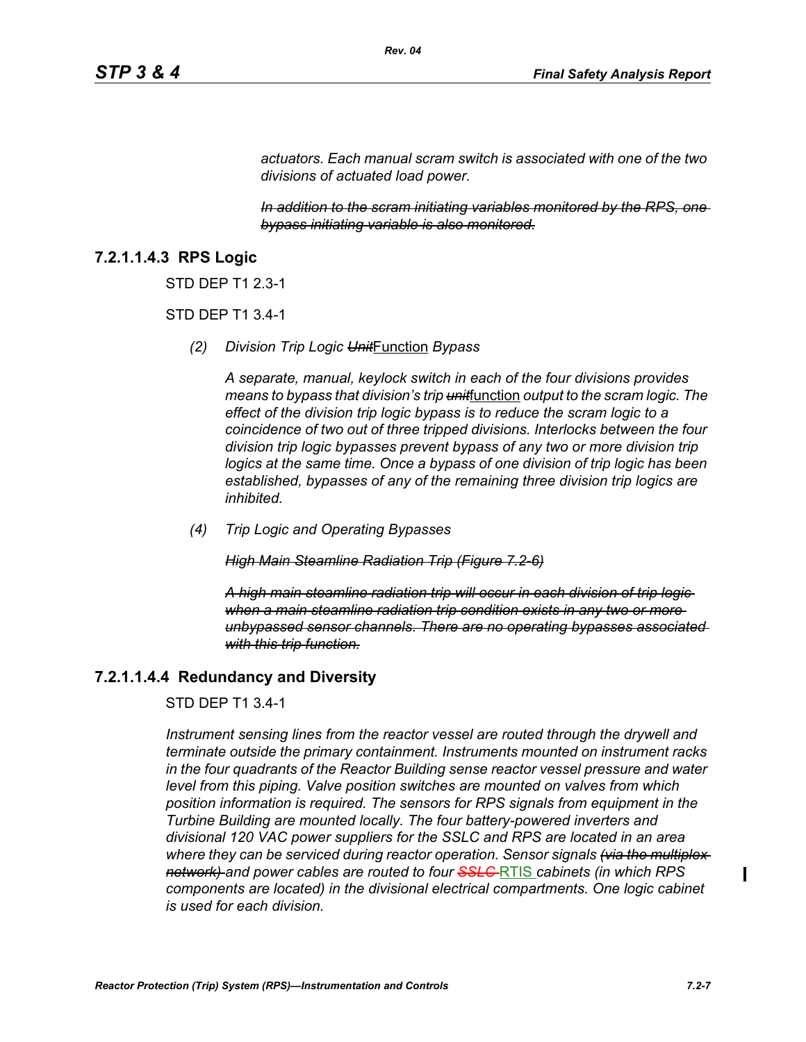*actuators. Each manual scram switch is associated with one of the two divisions of actuated load power.*

~~*In addition to the scram initiating variables monitored by the RPS, one bypass initiating variable is also monitored.*~~

### 7.2.1.1.4.3 RPS Logic

STD DEP T1 2.3-1

STD DEP T1 3.4-1

*(2) Division Trip Logic* ~~*Unit*~~Function *Bypass*

*A separate, manual, keylock switch in each of the four divisions provides means to bypass that division's trip* ~~*unit*~~function *output to the scram logic. The effect of the division trip logic bypass is to reduce the scram logic to a coincidence of two out of three tripped divisions. Interlocks between the four division trip logic bypasses prevent bypass of any two or more division trip logics at the same time. Once a bypass of one division of trip logic has been established, bypasses of any of the remaining three division trip logics are inhibited.*

*(4) Trip Logic and Operating Bypasses*

~~*High Main Steamline Radiation Trip (Figure 7.2-6)*~~

~~*A high main steamline radiation trip will occur in each division of trip logic when a main steamline radiation trip condition exists in any two or more unbypassed sensor channels. There are no operating bypasses associated with this trip function.*~~

### 7.2.1.1.4.4 Redundancy and Diversity

STD DEP T1 3.4-1

*Instrument sensing lines from the reactor vessel are routed through the drywell and terminate outside the primary containment. Instruments mounted on instrument racks in the four quadrants of the Reactor Building sense reactor vessel pressure and water level from this piping. Valve position switches are mounted on valves from which position information is required. The sensors for RPS signals from equipment in the Turbine Building are mounted locally. The four battery-powered inverters and divisional 120 VAC power suppliers for the SSLC and RPS are located in an area where they can be serviced during reactor operation. Sensor signals* ~~*(via the multiplex network)*~~ *and power cables are routed to four* ~~*SSLC*~~ RTIS *cabinets (in which RPS components are located) in the divisional electrical compartments. One logic cabinet is used for each division.*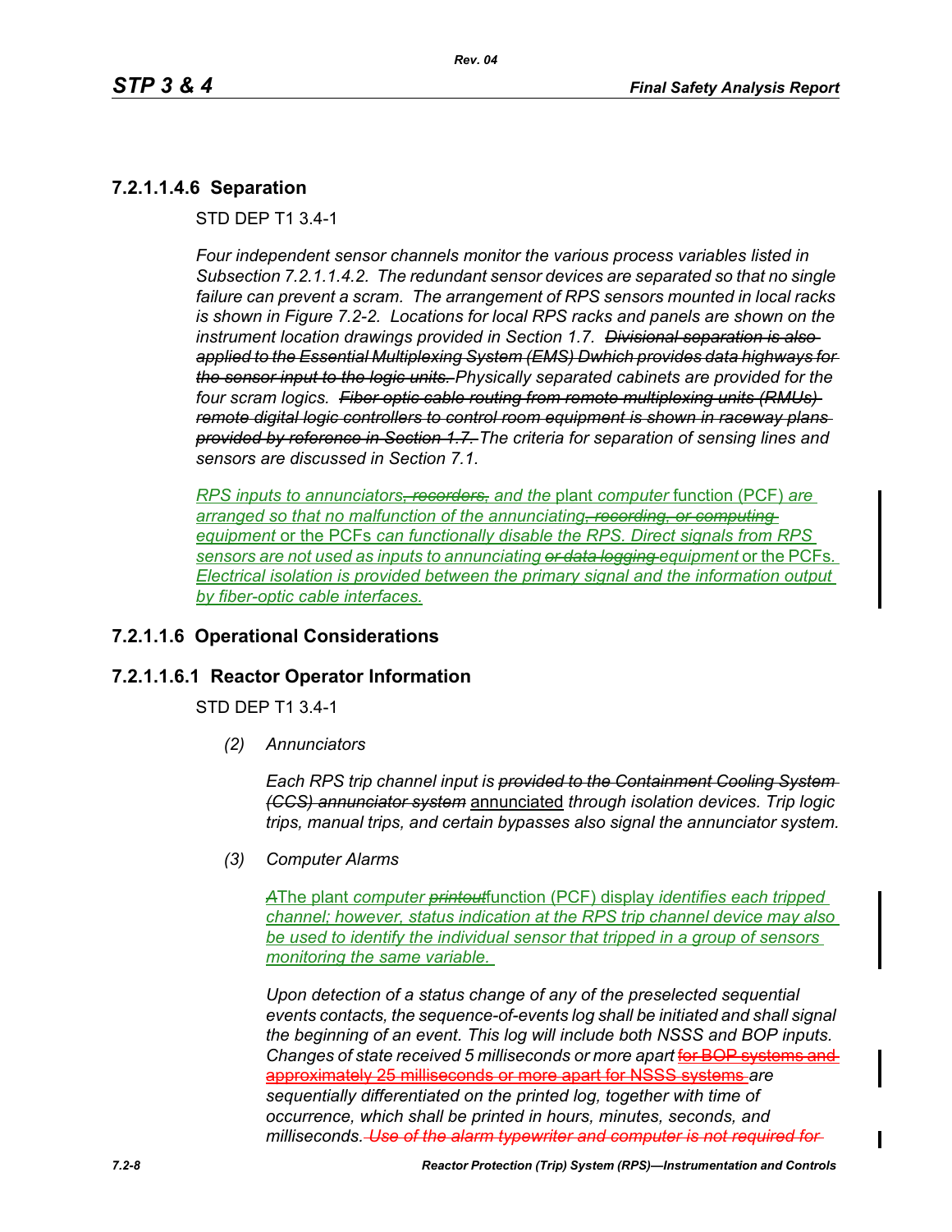### 7.2.1.1.4.6 Separation

STD DEP T1 3.4-1

*Four independent sensor channels monitor the various process variables listed in Subsection 7.2.1.1.4.2. The redundant sensor devices are separated so that no single failure can prevent a scram. The arrangement of RPS sensors mounted in local racks is shown in Figure 7.2-2. Locations for local RPS racks and panels are shown on the instrument location drawings provided in Section 1.7.* ~~*Divisional separation is also applied to the Essential Multiplexing System (EMS) Dwhich provides data highways for the sensor input to the logic units.*~~ *Physically separated cabinets are provided for the four scram logics.* ~~*Fiber optic cable routing from remote multiplexing units (RMUs) remote digital logic controllers to control room equipment is shown in raceway plans provided by reference in Section 1.7.*~~ *The criteria for separation of sensing lines and sensors are discussed in Section 7.1.*

*RPS inputs to annunciators*~~*, recorders,*~~ *and the* plant *computer* function (PCF) *are arranged so that no malfunction of the annunciating*~~*, recording, or computing*~~ *equipment* or the PCFs *can functionally disable the RPS. Direct signals from RPS sensors are not used as inputs to annunciating* ~~*or data logging*~~ *equipment* or the PCFs*. Electrical isolation is provided between the primary signal and the information output by fiber-optic cable interfaces.*

### 7.2.1.1.6 Operational Considerations

### 7.2.1.1.6.1 Reactor Operator Information

STD DEP T1 3.4-1

*(2) Annunciators*

*Each RPS trip channel input is* ~~*provided to the Containment Cooling System (CCS) annunciator system*~~ annunciated *through isolation devices. Trip logic trips, manual trips, and certain bypasses also signal the annunciator system.*

*(3) Computer Alarms*

~~*A*~~The plant *computer* ~~*printout*~~function (PCF) display *identifies each tripped channel; however, status indication at the RPS trip channel device may also be used to identify the individual sensor that tripped in a group of sensors monitoring the same variable.*

*Upon detection of a status change of any of the preselected sequential events contacts, the sequence-of-events log shall be initiated and shall signal the beginning of an event. This log will include both NSSS and BOP inputs. Changes of state received 5 milliseconds or more apart* ~~for BOP systems and approximately 25 milliseconds or more apart for NSSS systems~~ *are sequentially differentiated on the printed log, together with time of occurrence, which shall be printed in hours, minutes, seconds, and milliseconds.* ~~*Use of the alarm typewriter and computer is not required for*~~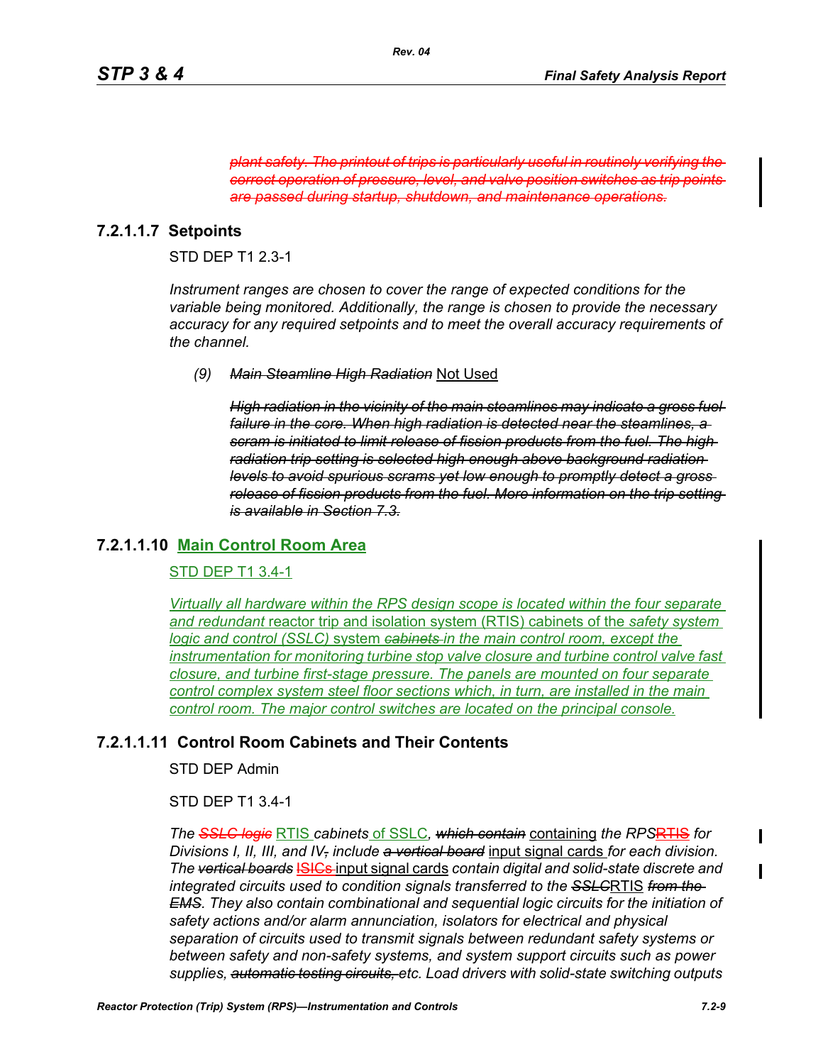~~*plant safety. The printout of trips is particularly useful in routinely verifying the correct operation of pressure, level, and valve position switches as trip points are passed during startup, shutdown, and maintenance operations.*~~

### 7.2.1.1.7 Setpoints

STD DEP T1 2.3-1

*Instrument ranges are chosen to cover the range of expected conditions for the variable being monitored. Additionally, the range is chosen to provide the necessary accuracy for any required setpoints and to meet the overall accuracy requirements of the channel.*

*(9)* ~~*Main Steamline High Radiation*~~ Not Used

~~*High radiation in the vicinity of the main steamlines may indicate a gross fuel failure in the core. When high radiation is detected near the steamlines, a scram is initiated to limit release of fission products from the fuel. The high radiation trip setting is selected high enough above background radiation levels to avoid spurious scrams yet low enough to promptly detect a gross release of fission products from the fuel. More information on the trip setting is available in Section 7.3.*~~

### 7.2.1.1.10 Main Control Room Area

STD DEP T1 3.4-1

*Virtually all hardware within the RPS design scope is located within the four separate and redundant* reactor trip and isolation system (RTIS) cabinets of the *safety system logic and control (SSLC)* system ~~*cabinets*~~ *in the main control room, except the instrumentation for monitoring turbine stop valve closure and turbine control valve fast closure, and turbine first-stage pressure. The panels are mounted on four separate control complex system steel floor sections which, in turn, are installed in the main control room. The major control switches are located on the principal console.*

### 7.2.1.1.11 Control Room Cabinets and Their Contents

STD DEP Admin

STD DEP T1 3.4-1

*The* ~~*SSLC logic*~~ RTIS *cabinets* of SSLC*,* ~~*which contain*~~ containing *the RPS*~~RTIS~~ *for Divisions I, II, III, and IV*~~*,*~~ *include* ~~*a vertical board*~~ input signal cards *for each division. The* ~~*vertical boards*~~ ~~ISICs~~ input signal cards *contain digital and solid-state discrete and integrated circuits used to condition signals transferred to the* ~~*SSLC*~~RTIS ~~*from the EMS*~~*. They also contain combinational and sequential logic circuits for the initiation of safety actions and/or alarm annunciation, isolators for electrical and physical separation of circuits used to transmit signals between redundant safety systems or between safety and non-safety systems, and system support circuits such as power supplies,* ~~*automatic testing circuits,*~~ *etc. Load drivers with solid-state switching outputs*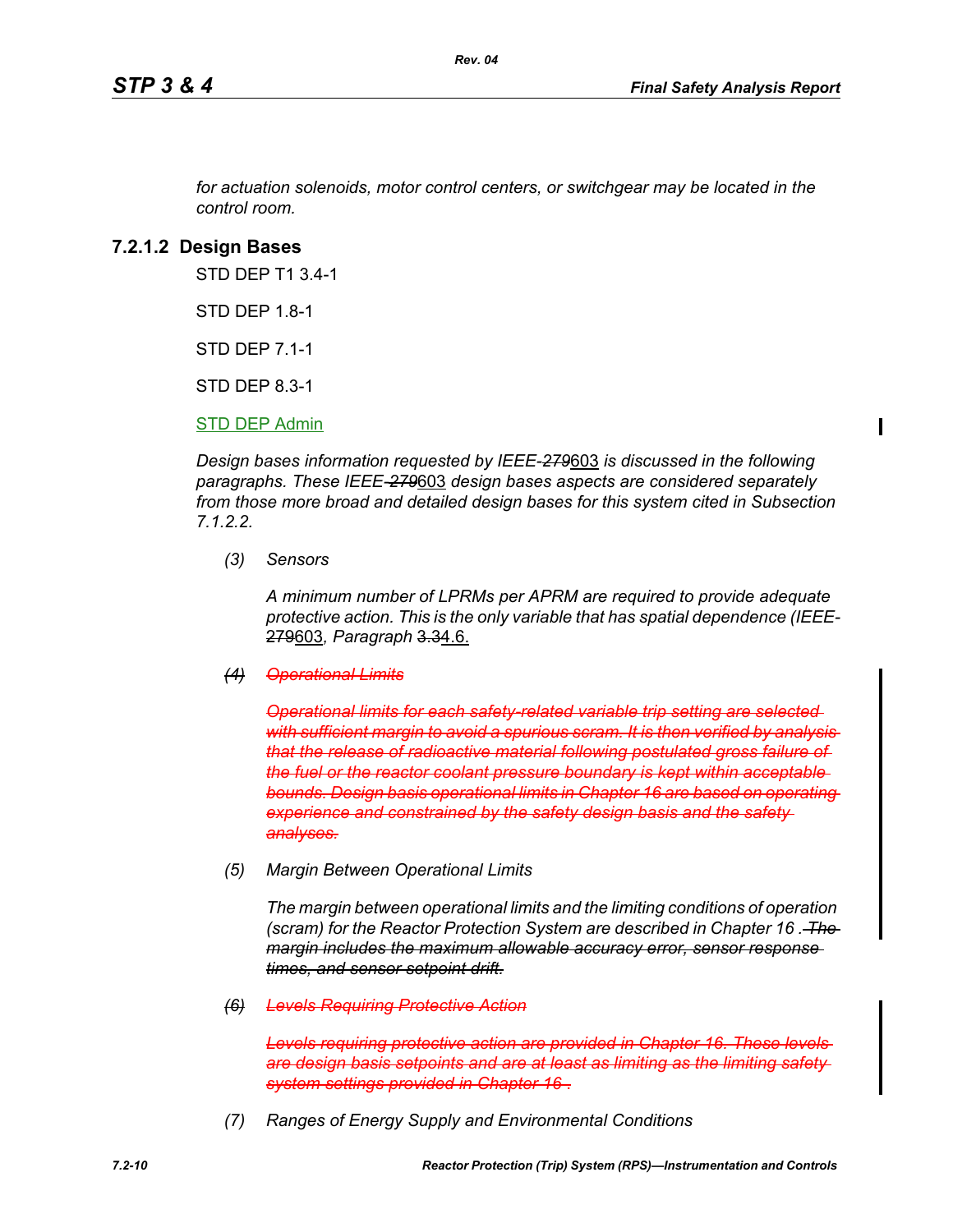*for actuation solenoids, motor control centers, or switchgear may be located in the control room.*

### 7.2.1.2 Design Bases

STD DEP T1 3.4-1

STD DEP 1.8-1

STD DEP 7.1-1

STD DEP 8.3-1

STD DEP Admin

*Design bases information requested by IEEE-~~279~~603 is discussed in the following paragraphs. These IEEE-~~279~~603 design bases aspects are considered separately from those more broad and detailed design bases for this system cited in Subsection 7.1.2.2.*

*(3) Sensors*

*A minimum number of LPRMs per APRM are required to provide adequate protective action. This is the only variable that has spatial dependence (IEEE-~~279~~603, Paragraph ~~3.3~~4.6.*

~~*(4) Operational Limits*~~

~~*Operational limits for each safety-related variable trip setting are selected with sufficient margin to avoid a spurious scram. It is then verified by analysis that the release of radioactive material following postulated gross failure of the fuel or the reactor coolant pressure boundary is kept within acceptable bounds. Design basis operational limits in Chapter 16 are based on operating experience and constrained by the safety design basis and the safety analyses.*~~

*(5) Margin Between Operational Limits*

*The margin between operational limits and the limiting conditions of operation (scram) for the Reactor Protection System are described in Chapter 16 .* ~~*The margin includes the maximum allowable accuracy error, sensor response times, and sensor setpoint drift.*~~

~~*(6) Levels Requiring Protective Action*~~

~~*Levels requiring protective action are provided in Chapter 16. These levels are design basis setpoints and are at least as limiting as the limiting safety system settings provided in Chapter 16 .*~~

*(7) Ranges of Energy Supply and Environmental Conditions*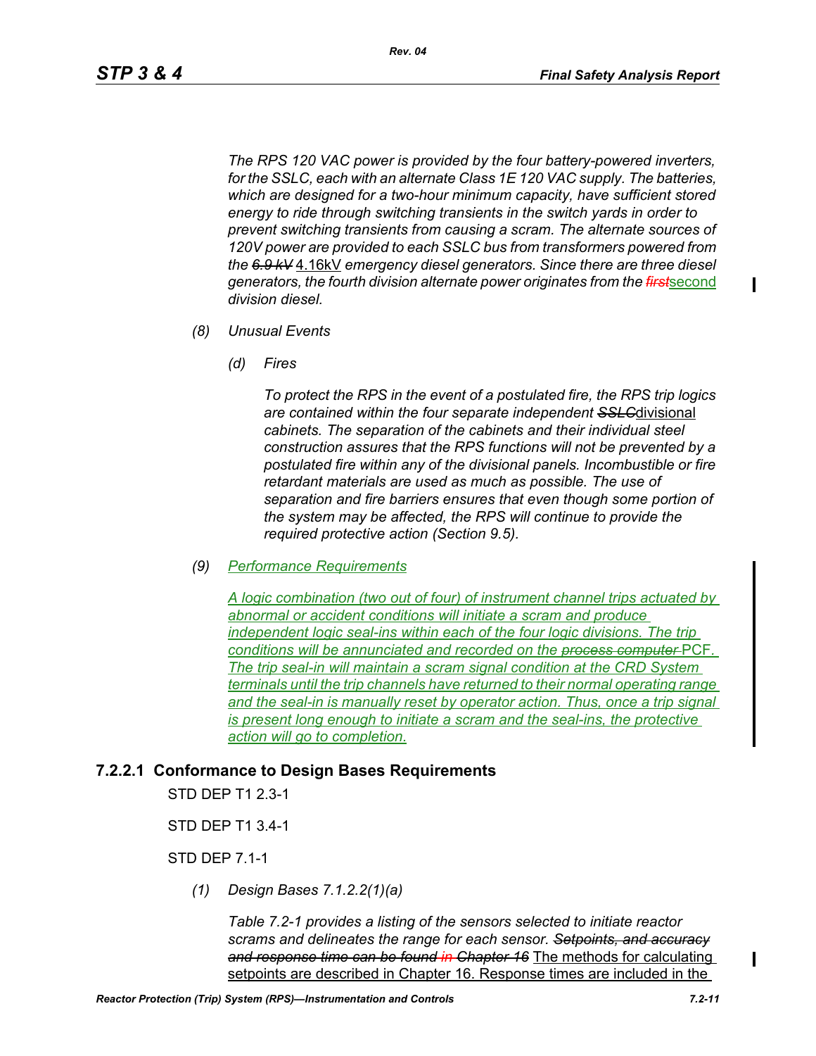*The RPS 120 VAC power is provided by the four battery-powered inverters, for the SSLC, each with an alternate Class 1E 120 VAC supply. The batteries, which are designed for a two-hour minimum capacity, have sufficient stored energy to ride through switching transients in the switch yards in order to prevent switching transients from causing a scram. The alternate sources of 120V power are provided to each SSLC bus from transformers powered from the ~~6.9 kV~~* 4.16kV *emergency diesel generators. Since there are three diesel generators, the fourth division alternate power originates from the ~~first~~*second *division diesel.*

*(8) Unusual Events*

*(d) Fires*

*To protect the RPS in the event of a postulated fire, the RPS trip logics are contained within the four separate independent ~~SSLC~~*divisional *cabinets. The separation of the cabinets and their individual steel construction assures that the RPS functions will not be prevented by a postulated fire within any of the divisional panels. Incombustible or fire retardant materials are used as much as possible. The use of separation and fire barriers ensures that even though some portion of the system may be affected, the RPS will continue to provide the required protective action (Section 9.5).*

*(9) Performance Requirements*

*A logic combination (two out of four) of instrument channel trips actuated by abnormal or accident conditions will initiate a scram and produce independent logic seal-ins within each of the four logic divisions. The trip conditions will be annunciated and recorded on the ~~process computer~~* PCF. *The trip seal-in will maintain a scram signal condition at the CRD System terminals until the trip channels have returned to their normal operating range and the seal-in is manually reset by operator action. Thus, once a trip signal is present long enough to initiate a scram and the seal-ins, the protective action will go to completion.*

## 7.2.2.1 Conformance to Design Bases Requirements

STD DEP T1 2.3-1

STD DEP T1 3.4-1

STD DEP 7.1-1

*(1) Design Bases 7.1.2.2(1)(a)*

*Table 7.2-1 provides a listing of the sensors selected to initiate reactor scrams and delineates the range for each sensor. ~~Setpoints, and accuracy and response time can be found in Chapter 16~~* The methods for calculating setpoints are described in Chapter 16. Response times are included in the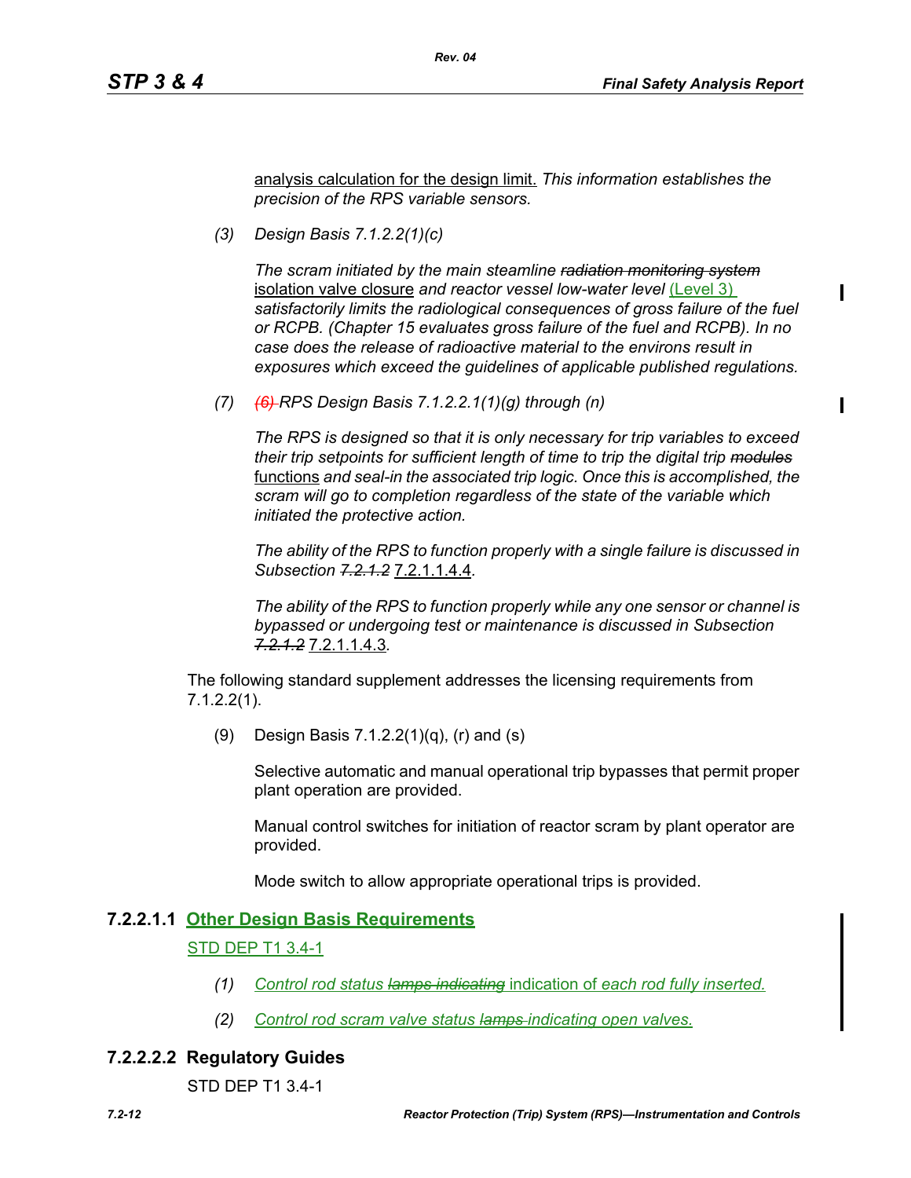analysis calculation for the design limit. *This information establishes the precision of the RPS variable sensors.*

*(3) Design Basis 7.1.2.2(1)(c)*

*The scram initiated by the main steamline ~~radiation monitoring system~~* isolation valve closure *and reactor vessel low-water level* (Level 3) *satisfactorily limits the radiological consequences of gross failure of the fuel or RCPB. (Chapter 15 evaluates gross failure of the fuel and RCPB). In no case does the release of radioactive material to the environs result in exposures which exceed the guidelines of applicable published regulations.*

*(7) ~~(6)~~ RPS Design Basis 7.1.2.2.1(1)(g) through (n)*

*The RPS is designed so that it is only necessary for trip variables to exceed their trip setpoints for sufficient length of time to trip the digital trip ~~modules~~* functions *and seal-in the associated trip logic. Once this is accomplished, the scram will go to completion regardless of the state of the variable which initiated the protective action.*

*The ability of the RPS to function properly with a single failure is discussed in Subsection ~~7.2.1.2~~* 7.2.1.1.4.4*.*

*The ability of the RPS to function properly while any one sensor or channel is bypassed or undergoing test or maintenance is discussed in Subsection ~~7.2.1.2~~* 7.2.1.1.4.3*.*

The following standard supplement addresses the licensing requirements from 7.1.2.2(1).

(9) Design Basis 7.1.2.2(1)(q), (r) and (s)

Selective automatic and manual operational trip bypasses that permit proper plant operation are provided.

Manual control switches for initiation of reactor scram by plant operator are provided.

Mode switch to allow appropriate operational trips is provided.

### 7.2.2.1.1 Other Design Basis Requirements

STD DEP T1 3.4-1

*(1) Control rod status ~~lamps indicating~~* indication of *each rod fully inserted.*

*(2) Control rod scram valve status ~~lamps~~ indicating open valves.*

### 7.2.2.2.2 Regulatory Guides

STD DEP T1 3.4-1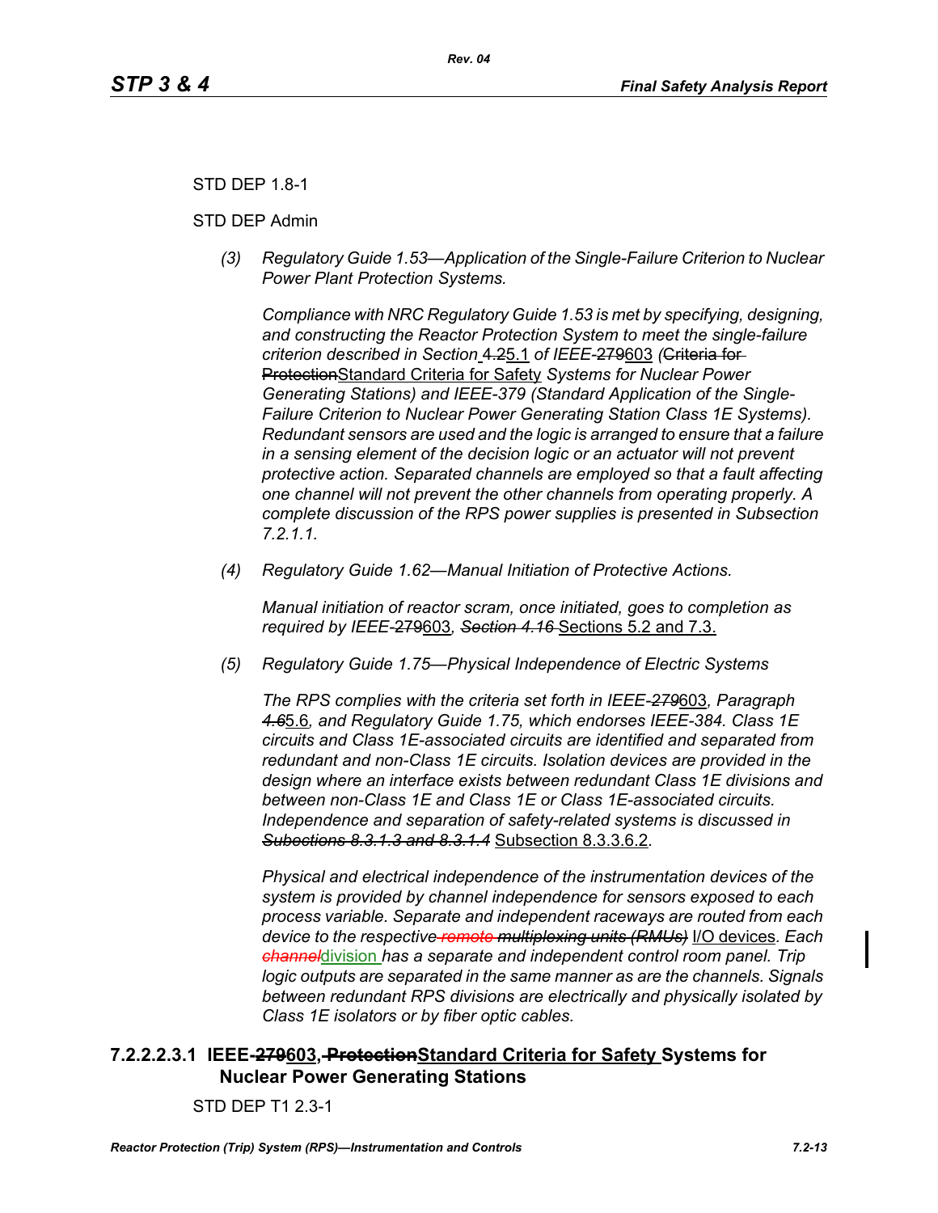STD DEP 1.8-1

STD DEP Admin

*(3) Regulatory Guide 1.53—Application of the Single-Failure Criterion to Nuclear Power Plant Protection Systems.*

*Compliance with NRC Regulatory Guide 1.53 is met by specifying, designing, and constructing the Reactor Protection System to meet the single-failure criterion described in Section* ~~4.2~~5.1 *of IEEE-*~~279~~603 *(*~~Criteria for Protection~~Standard Criteria for Safety *Systems for Nuclear Power Generating Stations) and IEEE-379 (Standard Application of the Single-Failure Criterion to Nuclear Power Generating Station Class 1E Systems). Redundant sensors are used and the logic is arranged to ensure that a failure in a sensing element of the decision logic or an actuator will not prevent protective action. Separated channels are employed so that a fault affecting one channel will not prevent the other channels from operating properly. A complete discussion of the RPS power supplies is presented in Subsection 7.2.1.1.*

*(4) Regulatory Guide 1.62—Manual Initiation of Protective Actions.*

*Manual initiation of reactor scram, once initiated, goes to completion as required by IEEE-*~~279~~603*,* ~~*Section 4.16*~~ Sections 5.2 and 7.3.

*(5) Regulatory Guide 1.75—Physical Independence of Electric Systems*

*The RPS complies with the criteria set forth in IEEE-*~~*279*~~603*, Paragraph* ~~*4.6*~~5.6*, and Regulatory Guide 1.75, which endorses IEEE-384. Class 1E circuits and Class 1E-associated circuits are identified and separated from redundant and non-Class 1E circuits. Isolation devices are provided in the design where an interface exists between redundant Class 1E divisions and between non-Class 1E and Class 1E or Class 1E-associated circuits. Independence and separation of safety-related systems is discussed in* ~~*Subsections 8.3.1.3 and 8.3.1.4*~~ Subsection 8.3.3.6.2.

*Physical and electrical independence of the instrumentation devices of the system is provided by channel independence for sensors exposed to each process variable. Separate and independent raceways are routed from each device to the respective* ~~*remote multiplexing units (RMUs)*~~ I/O devices*. Each* ~~*channel*~~division *has a separate and independent control room panel. Trip logic outputs are separated in the same manner as the channels. Signals between redundant RPS divisions are electrically and physically isolated by Class 1E isolators or by fiber optic cables.*

### 7.2.2.2.3.1 IEEE-~~279~~603, ~~Protection~~Standard Criteria for Safety Systems for Nuclear Power Generating Stations

STD DEP T1 2.3-1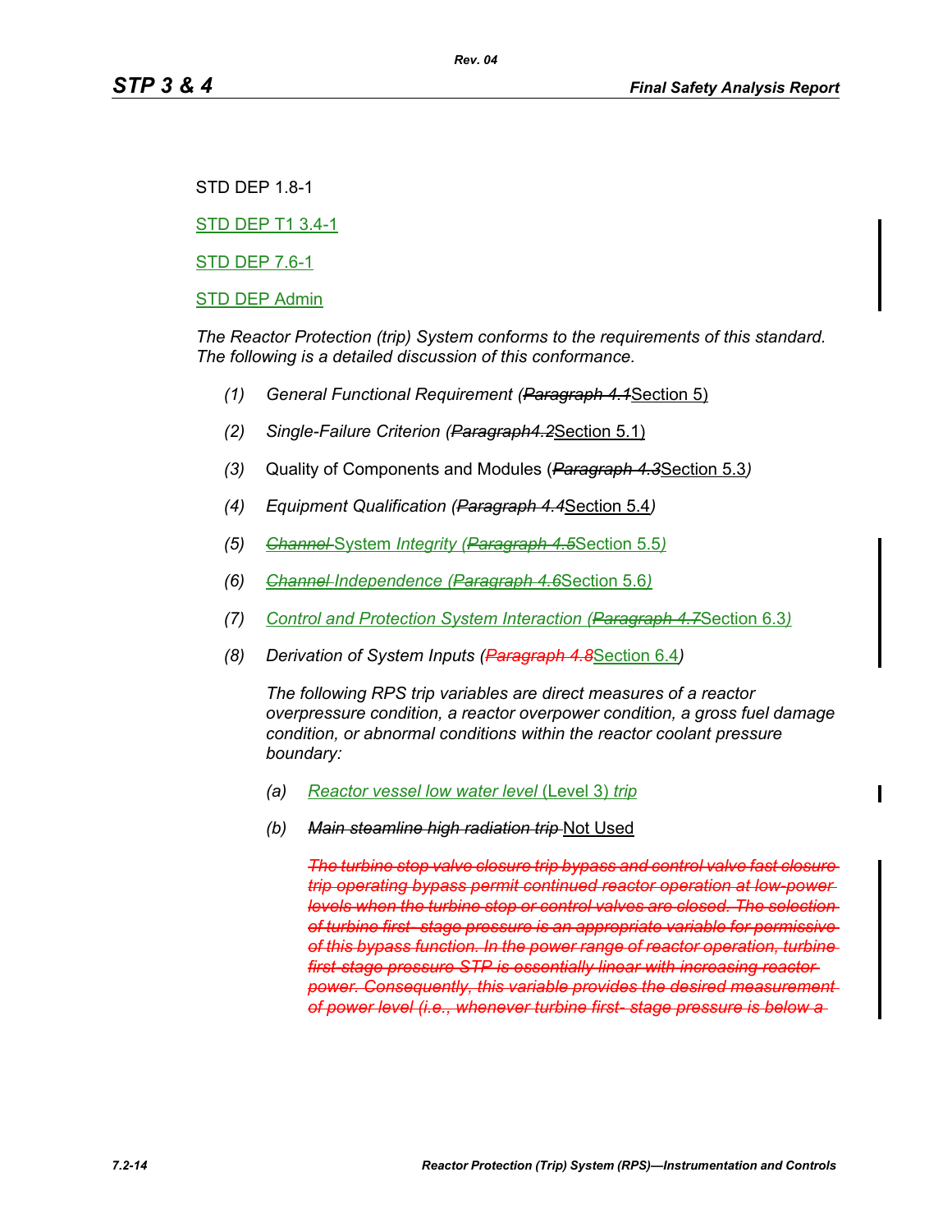STD DEP 1.8-1

STD DEP T1 3.4-1

STD DEP 7.6-1

STD DEP Admin

*The Reactor Protection (trip) System conforms to the requirements of this standard. The following is a detailed discussion of this conformance.*

*(1)* *General Functional Requirement (~~Paragraph 4.1~~Section 5)*

*(2)* *Single-Failure Criterion (~~Paragraph4.2~~Section 5.1)*

*(3)* Quality of Components and Modules (~~*Paragraph 4.3*~~Section 5.3*)*

*(4)* *Equipment Qualification (~~Paragraph 4.4~~Section 5.4)*

*(5)* *~~Channel~~* System *Integrity (~~Paragraph 4.5~~*Section 5.5*)*

*(6)* *~~Channel~~ Independence (~~Paragraph 4.6~~*Section 5.6*)*

*(7)* *Control and Protection System Interaction (~~Paragraph 4.7~~*Section 6.3*)*

*(8)* *Derivation of System Inputs (~~Paragraph 4.8~~*Section 6.4*)*

*The following RPS trip variables are direct measures of a reactor overpressure condition, a reactor overpower condition, a gross fuel damage condition, or abnormal conditions within the reactor coolant pressure boundary:*

*(a)* *Reactor vessel low water level* (Level 3) *trip*

*(b)* *~~Main steamline high radiation trip~~* Not Used

*~~The turbine stop valve closure trip bypass and control valve fast closure trip operating bypass permit continued reactor operation at low-power levels when the turbine stop or control valves are closed. The selection of turbine first- stage pressure is an appropriate variable for permissive of this bypass function. In the power range of reactor operation, turbine first-stage pressure STP is essentially linear with increasing reactor power. Consequently, this variable provides the desired measurement of power level (i.e., whenever turbine first- stage pressure is below a~~*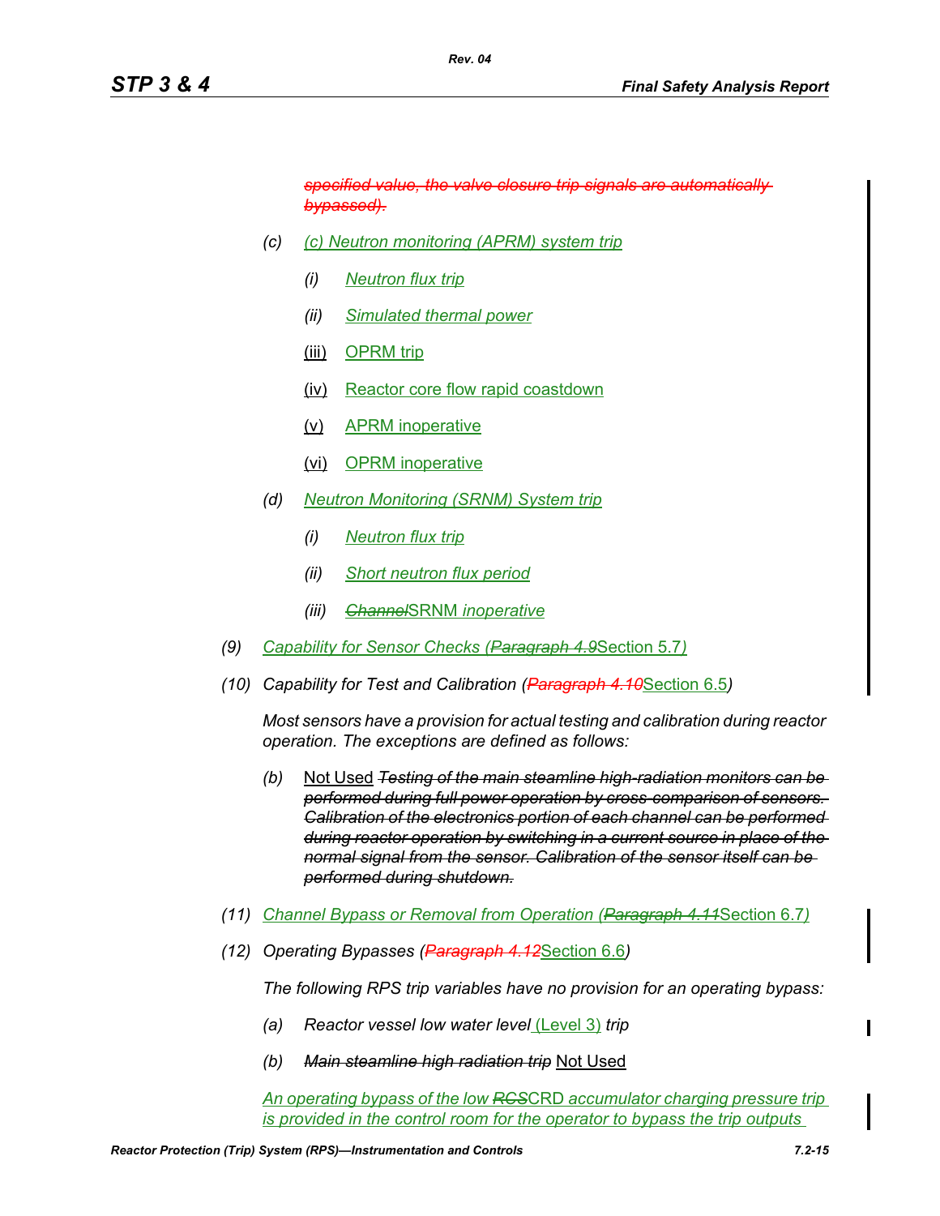*specified value, the valve closure trip signals are automatically bypassed).*

(c) *(c) Neutron monitoring (APRM) system trip*

(i) *Neutron flux trip*

(ii) *Simulated thermal power*

(iii) OPRM trip

(iv) Reactor core flow rapid coastdown

(v) APRM inoperative

(vi) OPRM inoperative

(d) *Neutron Monitoring (SRNM) System trip*

(i) *Neutron flux trip*

(ii) *Short neutron flux period*

(iii) *Channel*SRNM *inoperative*

(9) *Capability for Sensor Checks (Paragraph 4.9*Section 5.7*)*

(10) *Capability for Test and Calibration (Paragraph 4.10*Section 6.5*)*

*Most sensors have a provision for actual testing and calibration during reactor operation. The exceptions are defined as follows:*

(b) Not Used *Testing of the main steamline high-radiation monitors can be performed during full power operation by cross-comparison of sensors. Calibration of the electronics portion of each channel can be performed during reactor operation by switching in a current source in place of the normal signal from the sensor. Calibration of the sensor itself can be performed during shutdown.*

(11) *Channel Bypass or Removal from Operation (Paragraph 4.11*Section 6.7*)*

(12) *Operating Bypasses (Paragraph 4.12*Section 6.6*)*

*The following RPS trip variables have no provision for an operating bypass:*

(a) *Reactor vessel low water level* (Level 3) *trip*

(b) *Main steamline high radiation trip* Not Used

*An operating bypass of the low RCS*CRD *accumulator charging pressure trip is provided in the control room for the operator to bypass the trip outputs*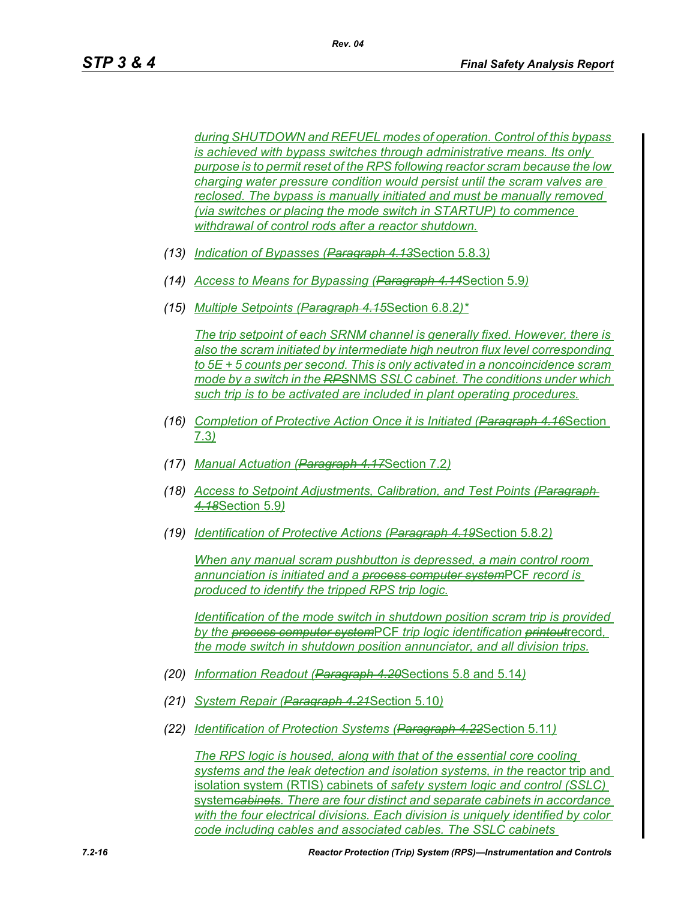*during SHUTDOWN and REFUEL modes of operation. Control of this bypass is achieved with bypass switches through administrative means. Its only purpose is to permit reset of the RPS following reactor scram because the low charging water pressure condition would persist until the scram valves are reclosed. The bypass is manually initiated and must be manually removed (via switches or placing the mode switch in STARTUP) to commence withdrawal of control rods after a reactor shutdown.*

(13) *Indication of Bypasses (~~Paragraph 4.13~~Section 5.8.3)*

(14) *Access to Means for Bypassing (~~Paragraph 4.14~~Section 5.9)*

(15) *Multiple Setpoints (~~Paragraph 4.15~~Section 6.8.2)**

*The trip setpoint of each SRNM channel is generally fixed. However, there is also the scram initiated by intermediate high neutron flux level corresponding to 5E + 5 counts per second. This is only activated in a noncoincidence scram mode by a switch in the ~~RPS~~NMS SSLC cabinet. The conditions under which such trip is to be activated are included in plant operating procedures.*

(16) *Completion of Protective Action Once it is Initiated (~~Paragraph 4.16~~Section 7.3)*

(17) *Manual Actuation (~~Paragraph 4.17~~Section 7.2)*

(18) *Access to Setpoint Adjustments, Calibration, and Test Points (~~Paragraph 4.18~~Section 5.9)*

(19) *Identification of Protective Actions (~~Paragraph 4.19~~Section 5.8.2)*

*When any manual scram pushbutton is depressed, a main control room annunciation is initiated and a ~~process computer system~~PCF record is produced to identify the tripped RPS trip logic.*

*Identification of the mode switch in shutdown position scram trip is provided by the ~~process computer system~~PCF trip logic identification ~~printout~~record, the mode switch in shutdown position annunciator, and all division trips.*

(20) *Information Readout (~~Paragraph 4.20~~Sections 5.8 and 5.14)*

(21) *System Repair (~~Paragraph 4.21~~Section 5.10)*

(22) *Identification of Protection Systems (~~Paragraph 4.22~~Section 5.11)*

*The RPS logic is housed, along with that of the essential core cooling systems and the leak detection and isolation systems, in the* reactor trip and isolation system (RTIS) cabinets of *safety system logic and control (SSLC)* system~~cabinets~~*. There are four distinct and separate cabinets in accordance with the four electrical divisions. Each division is uniquely identified by color code including cables and associated cables. The SSLC cabinets*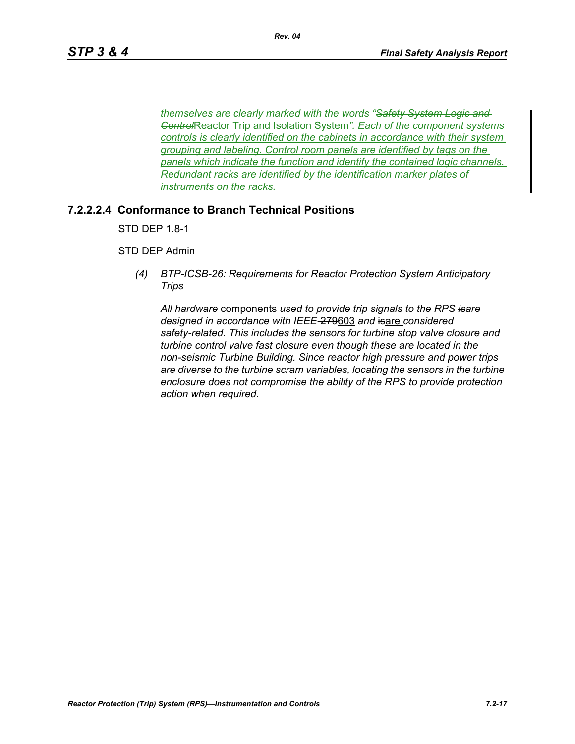*themselves are clearly marked with the words "~~Safety System Logic and Control~~Reactor Trip and Isolation System". Each of the component systems controls is clearly identified on the cabinets in accordance with their system grouping and labeling. Control room panels are identified by tags on the panels which indicate the function and identify the contained logic channels. Redundant racks are identified by the identification marker plates of instruments on the racks.*

#### 7.2.2.2.4 Conformance to Branch Technical Positions

STD DEP 1.8-1

STD DEP Admin

(4) *BTP-ICSB-26: Requirements for Reactor Protection System Anticipatory Trips*

*All hardware* components *used to provide trip signals to the RPS ~~is~~are designed in accordance with IEEE-~~279~~603 and ~~is~~are considered safety-related. This includes the sensors for turbine stop valve closure and turbine control valve fast closure even though these are located in the non-seismic Turbine Building. Since reactor high pressure and power trips are diverse to the turbine scram variables, locating the sensors in the turbine enclosure does not compromise the ability of the RPS to provide protection action when required.*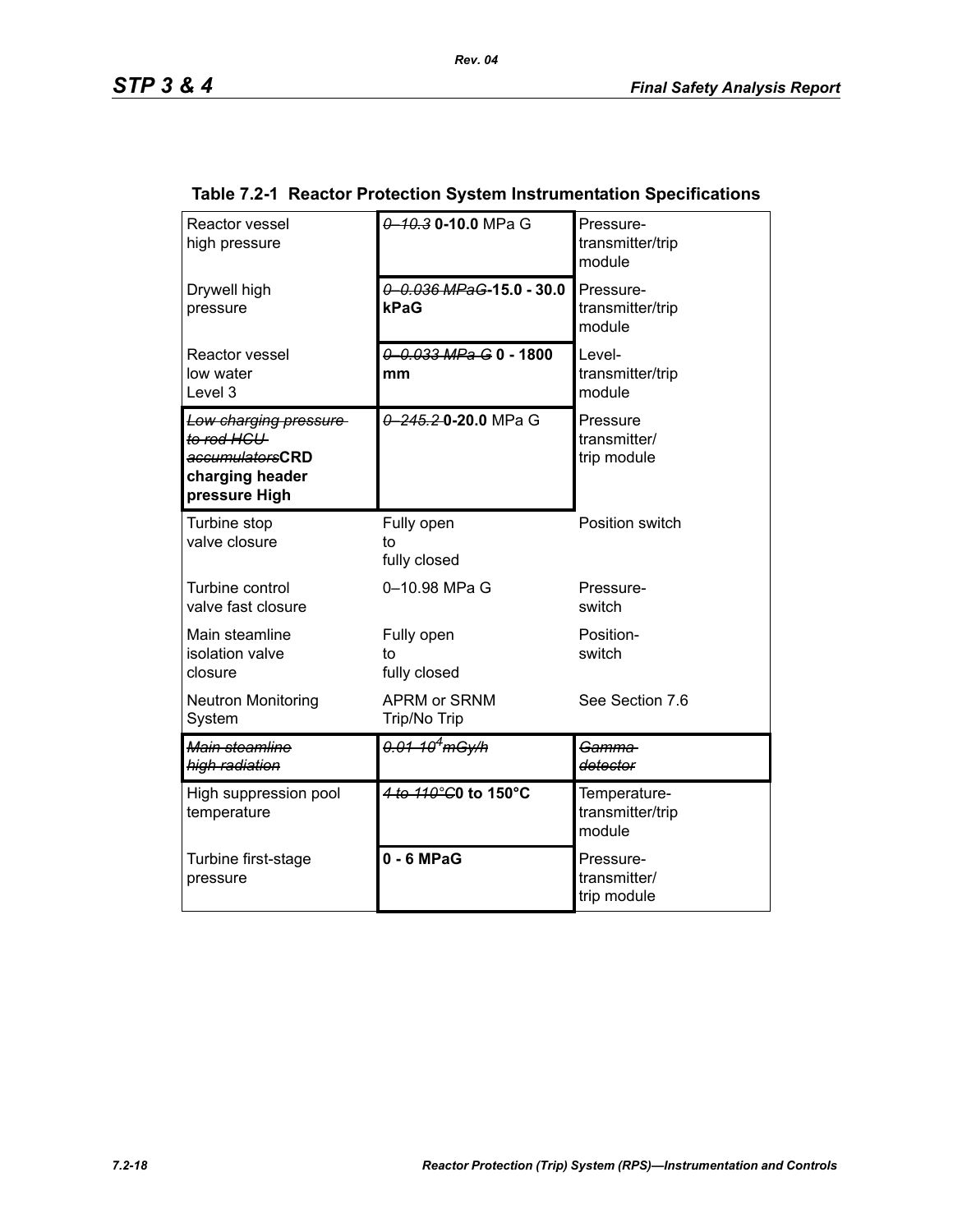**Table 7.2-1 Reactor Protection System Instrumentation Specifications**

| | | |
|---|---|---|
| Reactor vessel high pressure | ~~0–10.3~~ **0-10.0** MPa G | Pressure-transmitter/trip module |
| Drywell high pressure | ~~0–0.036 MPaG~~**-15.0 - 30.0 kPaG** | Pressure-transmitter/trip module |
| Reactor vessel low water Level 3 | ~~0–0.033 MPa G~~ **0 - 1800 mm** | Level-transmitter/trip module |
| ~~Low charging pressure to rod HCU accumulators~~**CRD charging header pressure High** | ~~0–245.2~~ **0-20.0** MPa G | Pressure transmitter/ trip module |
| Turbine stop valve closure | Fully open to fully closed | Position switch |
| Turbine control valve fast closure | 0–10.98 MPa G | Pressure-switch |
| Main steamline isolation valve closure | Fully open to fully closed | Position-switch |
| Neutron Monitoring System | APRM or SRNM Trip/No Trip | See Section 7.6 |
| ~~Main steamline high radiation~~ | ~~0.01–$10^4$ mGy/h~~ | ~~Gamma detector~~ |
| High suppression pool temperature | ~~4 to 110°C~~**0 to 150°C** | Temperature-transmitter/trip module |
| Turbine first-stage pressure | **0 - 6 MPaG** | Pressure-transmitter/ trip module |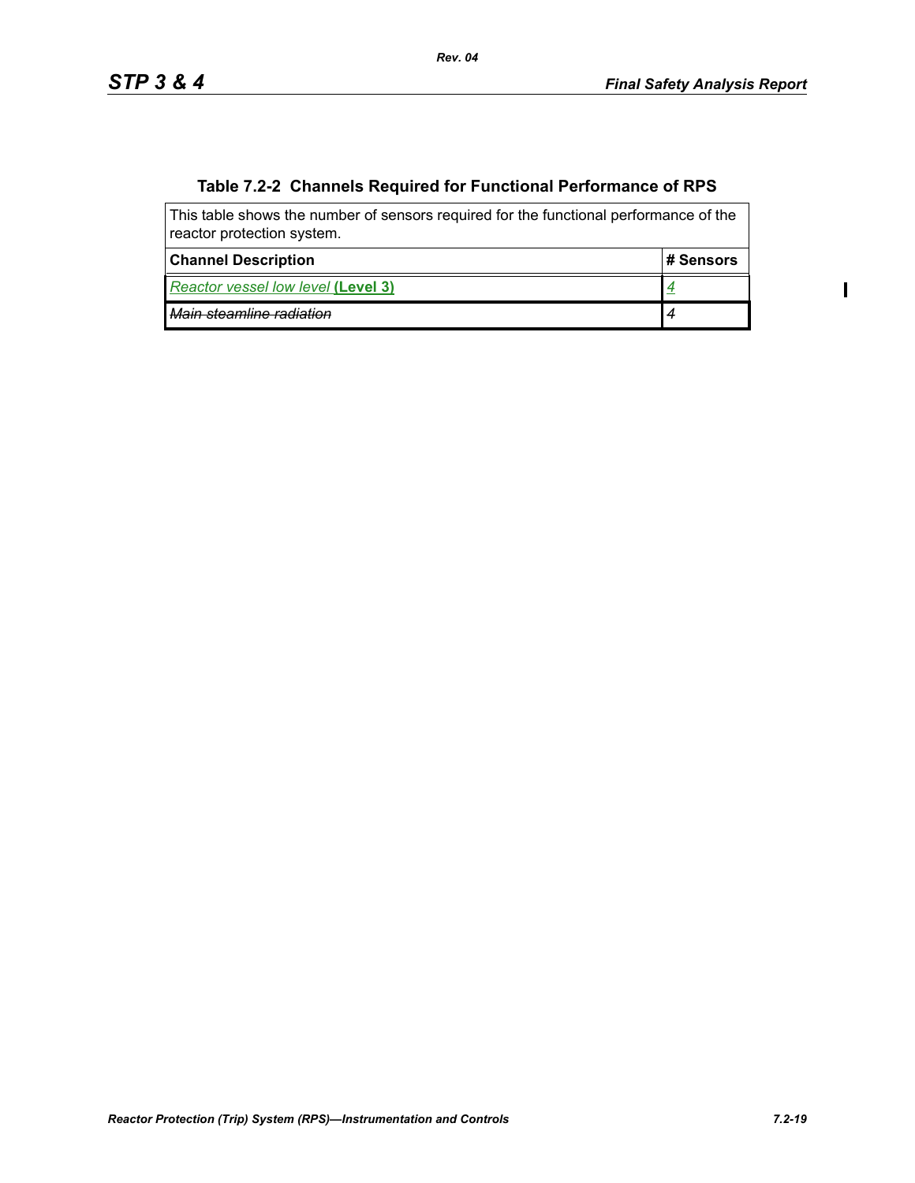**Table 7.2-2 Channels Required for Functional Performance of RPS**

This table shows the number of sensors required for the functional performance of the reactor protection system.

| Channel Description | # Sensors |
|---|---|
| *Reactor vessel low level* **(Level 3)** | *4* |
| ~~*Main steamline radiation*~~ | ~~*4*~~ |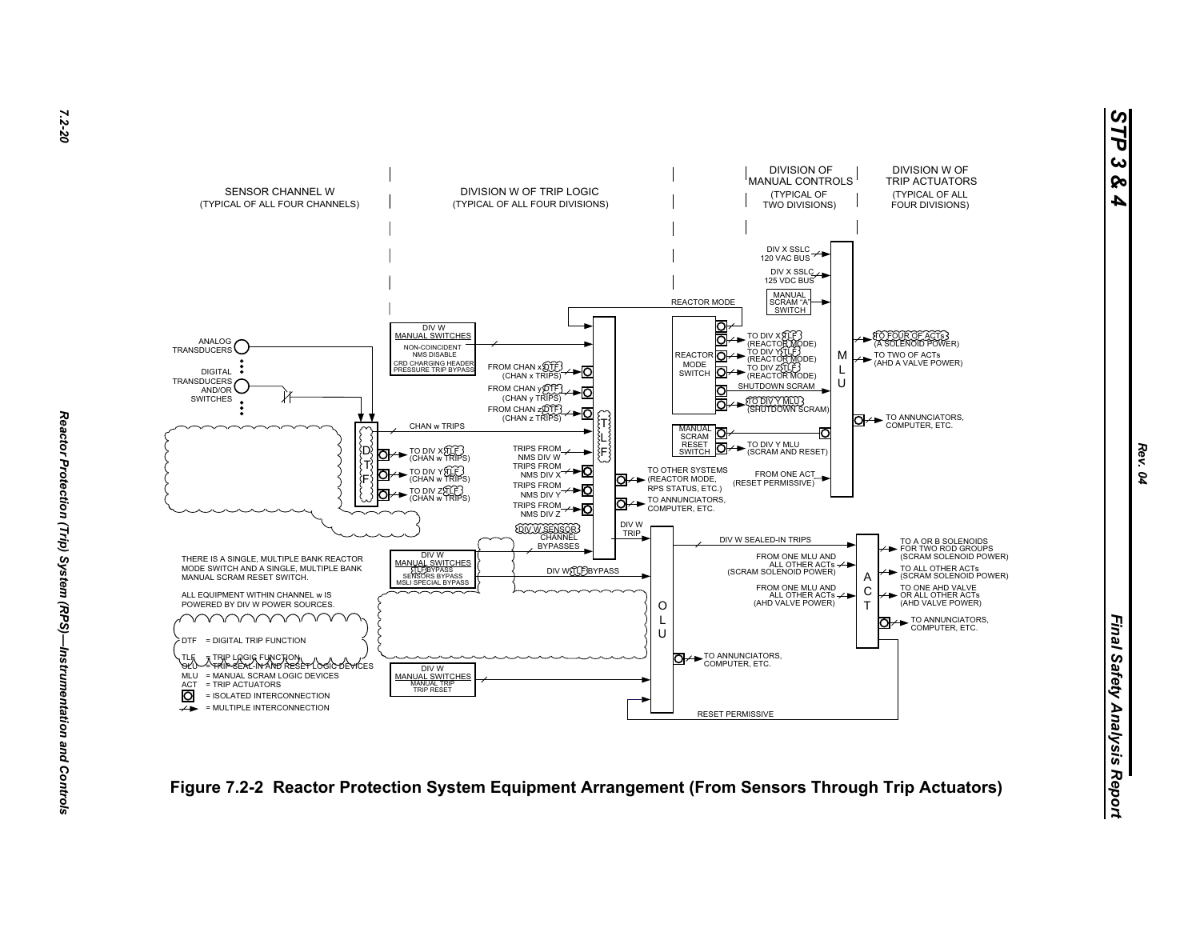SENSOR CHANNEL W
(TYPICAL OF ALL FOUR CHANNELS)

DIVISION W OF TRIP LOGIC
(TYPICAL OF ALL FOUR DIVISIONS)

DIVISION OF MANUAL CONTROLS
(TYPICAL OF TWO DIVISIONS)

DIVISION W OF TRIP ACTUATORS
(TYPICAL OF ALL FOUR DIVISIONS)

DIV X SSLC 120 VAC BUS

DIV X SSLC 125 VDC BUS

MANUAL SCRAM "A" SWITCH

REACTOR MODE

DIV W MANUAL SWITCHES
NON-COINCIDENT NMS DISABLE
CRD CHARGING HEADER PRESSURE TRIP BYPASS

ANALOG TRANSDUCERS

DIGITAL TRANSDUCERS AND/OR SWITCHES

FROM CHAN x DTF (CHAN x TRIPS)

FROM CHAN y DTF (CHAN y TRIPS)

FROM CHAN z DTF (CHAN z TRIPS)

CHAN w TRIPS

D T F

TO DIV X TLF (CHAN w TRIPS)

TO DIV Y TLF (CHAN w TRIPS)

TO DIV Z TLF (CHAN w TRIPS)

TRIPS FROM NMS DIV W

TRIPS FROM NMS DIV X

TRIPS FROM NMS DIV Y

TRIPS FROM NMS DIV Z

T L F

TO OTHER SYSTEMS (REACTOR MODE, RPS STATUS, ETC.)

TO ANNUNCIATORS, COMPUTER, ETC.

REACTOR MODE SWITCH

TO DIV X TLF (REACTOR MODE)

TO DIV Y TLF (REACTOR MODE)

TO DIV Z TLF (REACTOR MODE)

SHUTDOWN SCRAM

TO DIV Y MLU (SHUTDOWN SCRAM)

MANUAL SCRAM RESET SWITCH

TO DIV Y MLU (SCRAM AND RESET)

FROM ONE ACT (RESET PERMISSIVE)

M L U

TO FOUR OF ACTs (A SOLENOID POWER)

TO TWO OF ACTs (AHD A VALVE POWER)

TO ANNUNCIATORS, COMPUTER, ETC.

DIV W SENSOR CHANNEL BYPASSES

DIV W TRIP

DIV W MANUAL SWITCHES
TLF BYPASS
SENSORS BYPASS
MSLI SPECIAL BYPASS

DIV W TLF BYPASS

O L U

DIV W SEALED-IN TRIPS

FROM ONE MLU AND ALL OTHER ACTs (SCRAM SOLENOID POWER)

FROM ONE MLU AND ALL OTHER ACTs (AHD VALVE POWER)

A C T

TO A OR B SOLENOIDS FOR TWO ROD GROUPS (SCRAM SOLENOID POWER)

TO ALL OTHER ACTs (SCRAM SOLENOID POWER)

TO ONE AHD VALVE OR ALL OTHER ACTs (AHD VALVE POWER)

TO ANNUNCIATORS, COMPUTER, ETC.

TO ANNUNCIATORS, COMPUTER, ETC.

DIV W MANUAL SWITCHES
MANUAL TRIP
TRIP RESET

RESET PERMISSIVE

THERE IS A SINGLE, MULTIPLE BANK REACTOR MODE SWITCH AND A SINGLE, MULTIPLE BANK MANUAL SCRAM RESET SWITCH.

ALL EQUIPMENT WITHIN CHANNEL w IS POWERED BY DIV W POWER SOURCES.

DTF = DIGITAL TRIP FUNCTION
TLF = TRIP LOGIC FUNCTION
OLU = TRIP SEAL-IN AND RESET LOGIC DEVICES
MLU = MANUAL SCRAM LOGIC DEVICES
ACT = TRIP ACTUATORS
[O] = ISOLATED INTERCONNECTION
⟋→ = MULTIPLE INTERCONNECTION

**Figure 7.2-2 Reactor Protection System Equipment Arrangement (From Sensors Through Trip Actuators)**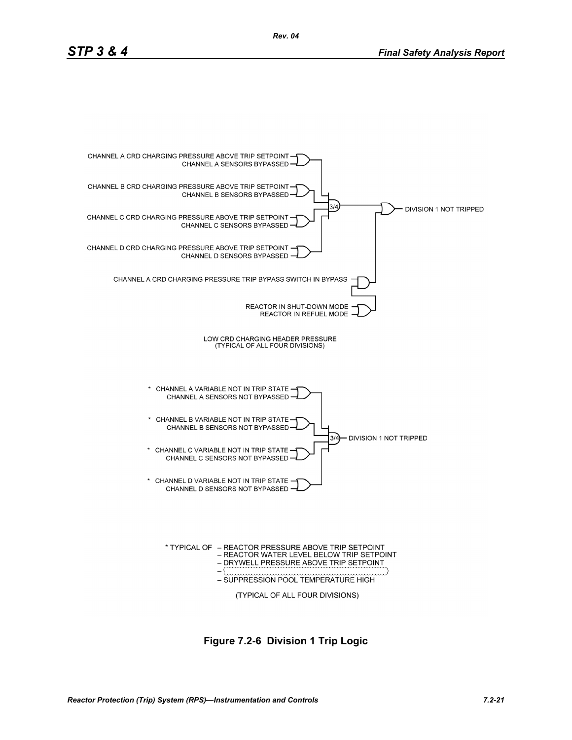CHANNEL A CRD CHARGING PRESSURE ABOVE TRIP SETPOINT
CHANNEL A SENSORS BYPASSED

CHANNEL B CRD CHARGING PRESSURE ABOVE TRIP SETPOINT
CHANNEL B SENSORS BYPASSED

CHANNEL C CRD CHARGING PRESSURE ABOVE TRIP SETPOINT
CHANNEL C SENSORS BYPASSED

CHANNEL D CRD CHARGING PRESSURE ABOVE TRIP SETPOINT
CHANNEL D SENSORS BYPASSED

3/4

DIVISION 1 NOT TRIPPED

CHANNEL A CRD CHARGING PRESSURE TRIP BYPASS SWITCH IN BYPASS

REACTOR IN SHUT-DOWN MODE
REACTOR IN REFUEL MODE

LOW CRD CHARGING HEADER PRESSURE
(TYPICAL OF ALL FOUR DIVISIONS)

\* CHANNEL A VARIABLE NOT IN TRIP STATE
CHANNEL A SENSORS NOT BYPASSED

\* CHANNEL B VARIABLE NOT IN TRIP STATE
CHANNEL B SENSORS NOT BYPASSED

\* CHANNEL C VARIABLE NOT IN TRIP STATE
CHANNEL C SENSORS NOT BYPASSED

\* CHANNEL D VARIABLE NOT IN TRIP STATE
CHANNEL D SENSORS NOT BYPASSED

3/4

DIVISION 1 NOT TRIPPED

\* TYPICAL OF
- REACTOR PRESSURE ABOVE TRIP SETPOINT
- REACTOR WATER LEVEL BELOW TRIP SETPOINT
- DRYWELL PRESSURE ABOVE TRIP SETPOINT
- 
- SUPPRESSION POOL TEMPERATURE HIGH

(TYPICAL OF ALL FOUR DIVISIONS)

**Figure 7.2-6 Division 1 Trip Logic**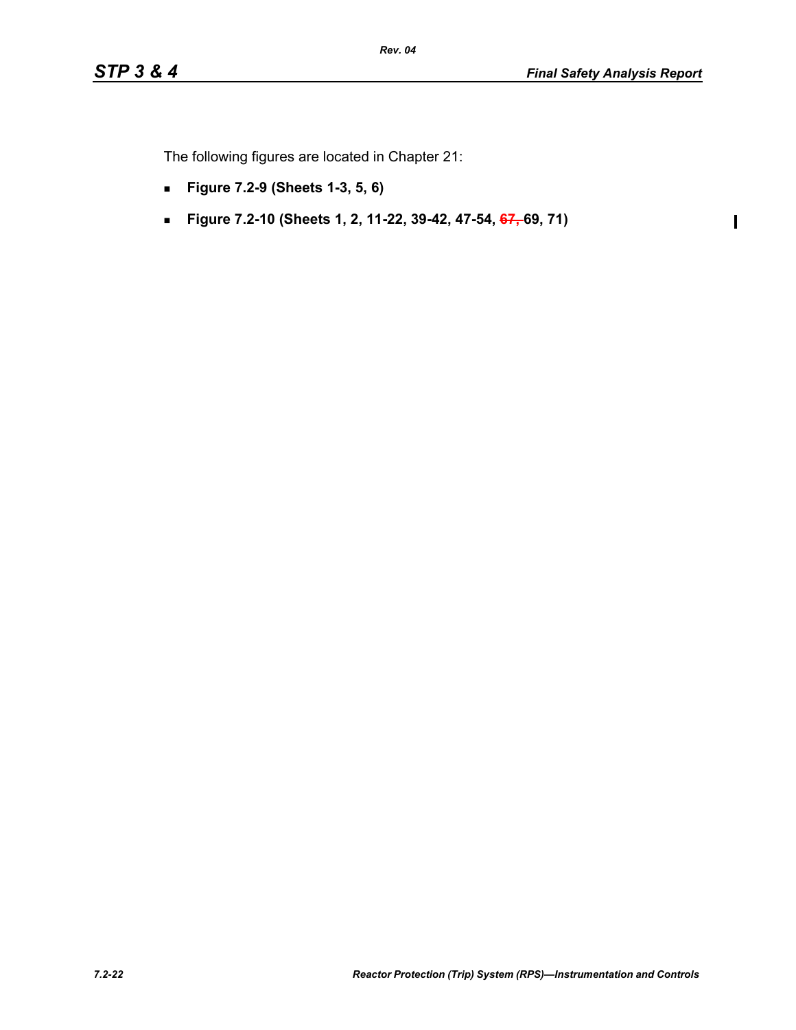The following figures are located in Chapter 21:

- **Figure 7.2-9 (Sheets 1-3, 5, 6)**
- **Figure 7.2-10 (Sheets 1, 2, 11-22, 39-42, 47-54, ~~67,~~ 69, 71)**